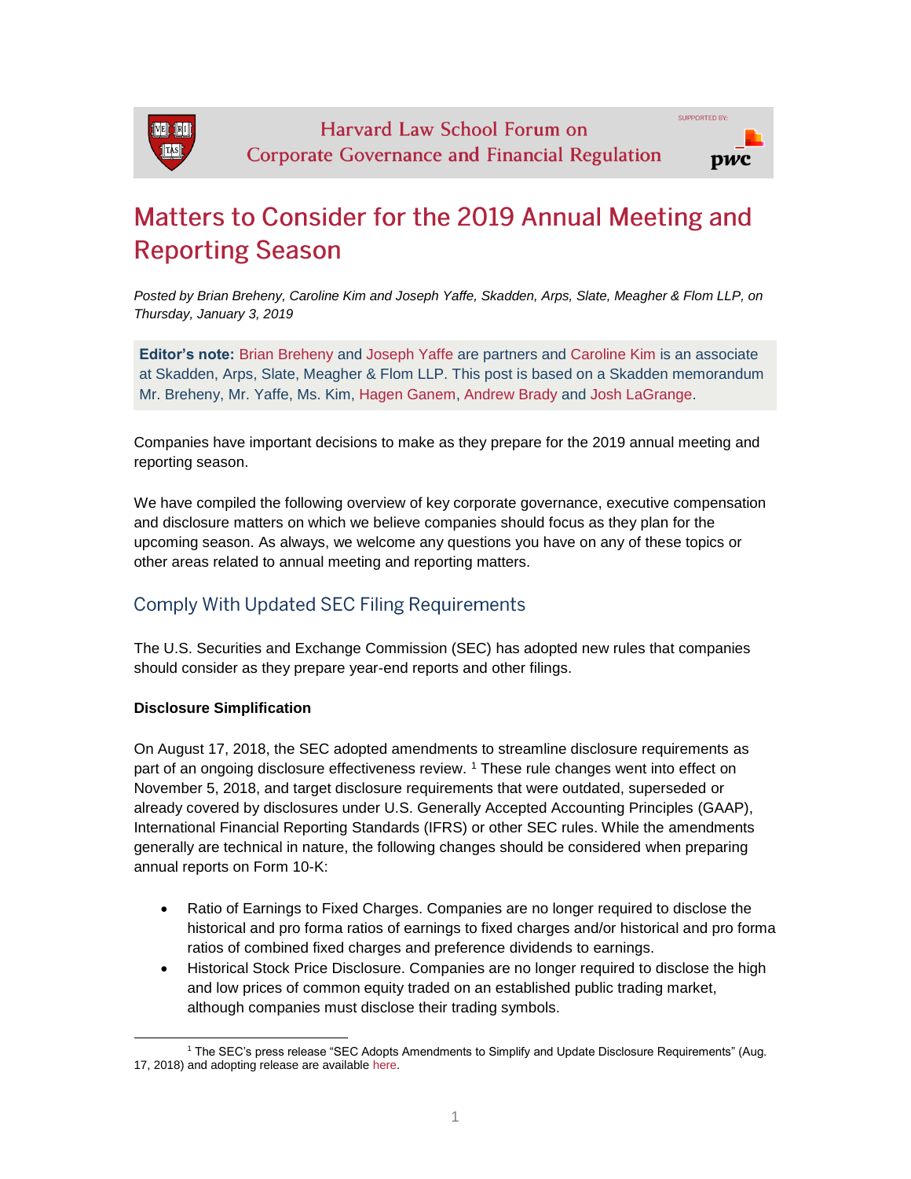# Matters to Consider for the 2019 Annual Meeting and Reporting Season

*Posted by Brian Breheny, Caroline Kim and Joseph Yaffe, Skadden, Arps, Slate, Meagher & Flom LLP, on Thursday, January 3, 2019*

**Editor's note:** Brian Breheny and Joseph Yaffe are partners and Caroline Kim is an associate at Skadden, Arps, Slate, Meagher & Flom LLP. This post is based on a Skadden memorandum Mr. Breheny, Mr. Yaffe, Ms. Kim, Hagen Ganem, Andrew Brady and Josh LaGrange.

Companies have important decisions to make as they prepare for the 2019 annual meeting and reporting season.

We have compiled the following overview of key corporate governance, executive compensation and disclosure matters on which we believe companies should focus as they plan for the upcoming season. As always, we welcome any questions you have on any of these topics or other areas related to annual meeting and reporting matters.

## Comply With Updated SEC Filing Requirements

The U.S. Securities and Exchange Commission (SEC) has adopted new rules that companies should consider as they prepare year-end reports and other filings.

**Disclosure Simplification**

On August 17, 2018, the SEC adopted amendments to streamline disclosure requirements as part of an ongoing disclosure effectiveness review. [1] These rule changes went into effect on November 5, 2018, and target disclosure requirements that were outdated, superseded or already covered by disclosures under U.S. Generally Accepted Accounting Principles (GAAP), International Financial Reporting Standards (IFRS) or other SEC rules. While the amendments generally are technical in nature, the following changes should be considered when preparing annual reports on Form 10-K:

- Ratio of Earnings to Fixed Charges. Companies are no longer required to disclose the historical and pro forma ratios of earnings to fixed charges and/or historical and pro forma ratios of combined fixed charges and preference dividends to earnings.
- Historical Stock Price Disclosure. Companies are no longer required to disclose the high and low prices of common equity traded on an established public trading market, although companies must disclose their trading symbols.

[1] The SEC's press release "SEC Adopts Amendments to Simplify and Update Disclosure Requirements" (Aug. 17, 2018) and adopting release are available here.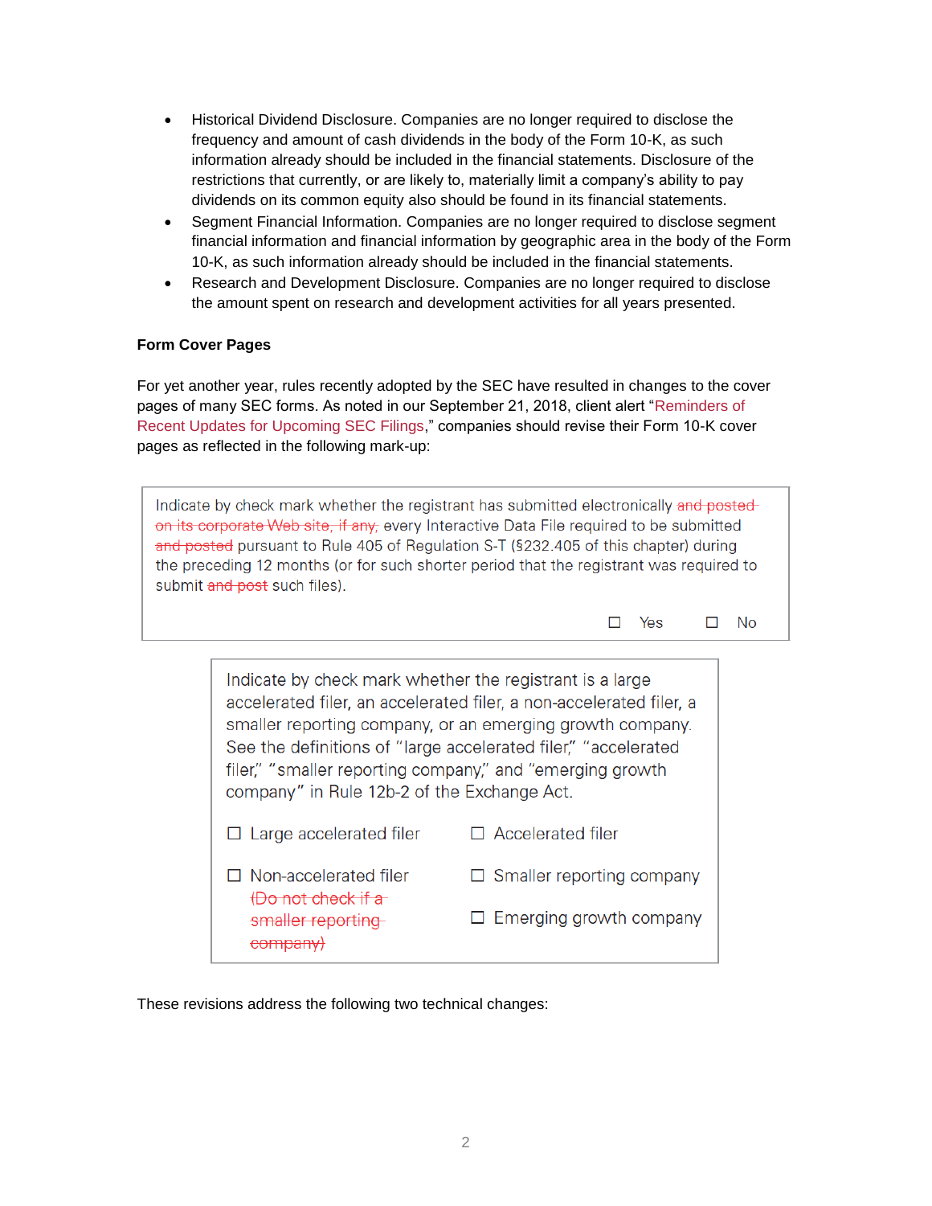- Historical Dividend Disclosure. Companies are no longer required to disclose the frequency and amount of cash dividends in the body of the Form 10-K, as such information already should be included in the financial statements. Disclosure of the restrictions that currently, or are likely to, materially limit a company's ability to pay dividends on its common equity also should be found in its financial statements.
- Segment Financial Information. Companies are no longer required to disclose segment financial information and financial information by geographic area in the body of the Form 10-K, as such information already should be included in the financial statements.
- Research and Development Disclosure. Companies are no longer required to disclose the amount spent on research and development activities for all years presented.

**Form Cover Pages**

For yet another year, rules recently adopted by the SEC have resulted in changes to the cover pages of many SEC forms. As noted in our September 21, 2018, client alert "Reminders of Recent Updates for Upcoming SEC Filings," companies should revise their Form 10-K cover pages as reflected in the following mark-up:

> Indicate by check mark whether the registrant has submitted electronically ~~and posted on its corporate Web site, if any,~~ every Interactive Data File required to be submitted ~~and posted~~ pursuant to Rule 405 of Regulation S-T (§232.405 of this chapter) during the preceding 12 months (or for such shorter period that the registrant was required to submit ~~and post~~ such files).
>
> ☐ Yes ☐ No

> Indicate by check mark whether the registrant is a large accelerated filer, an accelerated filer, a non-accelerated filer, a smaller reporting company, or an emerging growth company. See the definitions of "large accelerated filer," "accelerated filer," "smaller reporting company," and "emerging growth company" in Rule 12b-2 of the Exchange Act.
>
> ☐ Large accelerated filer ☐ Accelerated filer
>
> ☐ Non-accelerated filer ~~(Do not check if a smaller reporting company)~~ ☐ Smaller reporting company
>
> ☐ Emerging growth company

These revisions address the following two technical changes: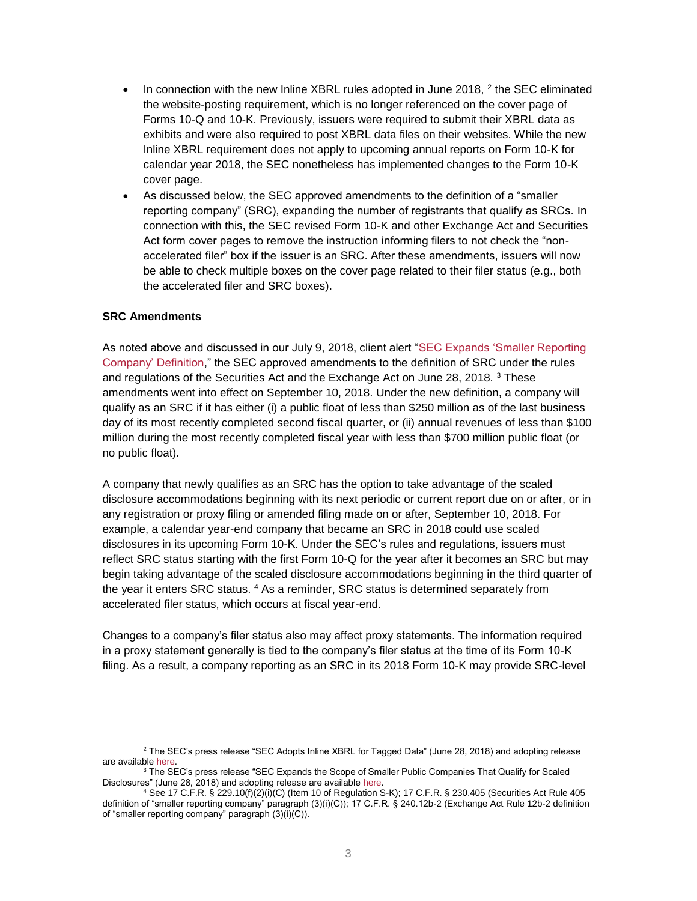- In connection with the new Inline XBRL rules adopted in June 2018, [2] the SEC eliminated the website-posting requirement, which is no longer referenced on the cover page of Forms 10-Q and 10-K. Previously, issuers were required to submit their XBRL data as exhibits and were also required to post XBRL data files on their websites. While the new Inline XBRL requirement does not apply to upcoming annual reports on Form 10-K for calendar year 2018, the SEC nonetheless has implemented changes to the Form 10-K cover page.
- As discussed below, the SEC approved amendments to the definition of a "smaller reporting company" (SRC), expanding the number of registrants that qualify as SRCs. In connection with this, the SEC revised Form 10-K and other Exchange Act and Securities Act form cover pages to remove the instruction informing filers to not check the "non-accelerated filer" box if the issuer is an SRC. After these amendments, issuers will now be able to check multiple boxes on the cover page related to their filer status (e.g., both the accelerated filer and SRC boxes).

**SRC Amendments**

As noted above and discussed in our July 9, 2018, client alert "SEC Expands 'Smaller Reporting Company' Definition," the SEC approved amendments to the definition of SRC under the rules and regulations of the Securities Act and the Exchange Act on June 28, 2018. [3] These amendments went into effect on September 10, 2018. Under the new definition, a company will qualify as an SRC if it has either (i) a public float of less than $250 million as of the last business day of its most recently completed second fiscal quarter, or (ii) annual revenues of less than $100 million during the most recently completed fiscal year with less than $700 million public float (or no public float).

A company that newly qualifies as an SRC has the option to take advantage of the scaled disclosure accommodations beginning with its next periodic or current report due on or after, or in any registration or proxy filing or amended filing made on or after, September 10, 2018. For example, a calendar year-end company that became an SRC in 2018 could use scaled disclosures in its upcoming Form 10-K. Under the SEC's rules and regulations, issuers must reflect SRC status starting with the first Form 10-Q for the year after it becomes an SRC but may begin taking advantage of the scaled disclosure accommodations beginning in the third quarter of the year it enters SRC status. [4] As a reminder, SRC status is determined separately from accelerated filer status, which occurs at fiscal year-end.

Changes to a company's filer status also may affect proxy statements. The information required in a proxy statement generally is tied to the company's filer status at the time of its Form 10-K filing. As a result, a company reporting as an SRC in its 2018 Form 10-K may provide SRC-level

[2] The SEC's press release "SEC Adopts Inline XBRL for Tagged Data" (June 28, 2018) and adopting release are available here.

[3] The SEC's press release "SEC Expands the Scope of Smaller Public Companies That Qualify for Scaled Disclosures" (June 28, 2018) and adopting release are available here.

[4] See 17 C.F.R. § 229.10(f)(2)(i)(C) (Item 10 of Regulation S-K); 17 C.F.R. § 230.405 (Securities Act Rule 405 definition of "smaller reporting company" paragraph (3)(i)(C)); 17 C.F.R. § 240.12b-2 (Exchange Act Rule 12b-2 definition of "smaller reporting company" paragraph (3)(i)(C)).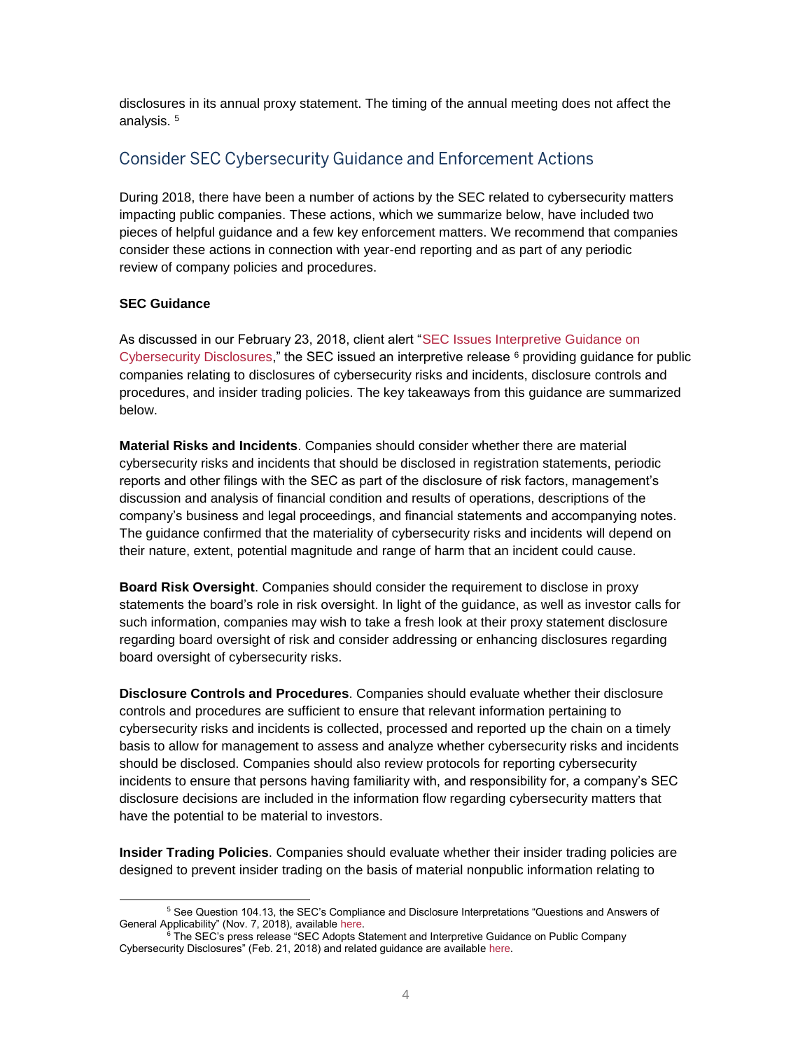disclosures in its annual proxy statement. The timing of the annual meeting does not affect the analysis. [5]

## Consider SEC Cybersecurity Guidance and Enforcement Actions

During 2018, there have been a number of actions by the SEC related to cybersecurity matters impacting public companies. These actions, which we summarize below, have included two pieces of helpful guidance and a few key enforcement matters. We recommend that companies consider these actions in connection with year-end reporting and as part of any periodic review of company policies and procedures.

**SEC Guidance**

As discussed in our February 23, 2018, client alert "SEC Issues Interpretive Guidance on Cybersecurity Disclosures," the SEC issued an interpretive release [6] providing guidance for public companies relating to disclosures of cybersecurity risks and incidents, disclosure controls and procedures, and insider trading policies. The key takeaways from this guidance are summarized below.

**Material Risks and Incidents**. Companies should consider whether there are material cybersecurity risks and incidents that should be disclosed in registration statements, periodic reports and other filings with the SEC as part of the disclosure of risk factors, management's discussion and analysis of financial condition and results of operations, descriptions of the company's business and legal proceedings, and financial statements and accompanying notes. The guidance confirmed that the materiality of cybersecurity risks and incidents will depend on their nature, extent, potential magnitude and range of harm that an incident could cause.

**Board Risk Oversight**. Companies should consider the requirement to disclose in proxy statements the board's role in risk oversight. In light of the guidance, as well as investor calls for such information, companies may wish to take a fresh look at their proxy statement disclosure regarding board oversight of risk and consider addressing or enhancing disclosures regarding board oversight of cybersecurity risks.

**Disclosure Controls and Procedures**. Companies should evaluate whether their disclosure controls and procedures are sufficient to ensure that relevant information pertaining to cybersecurity risks and incidents is collected, processed and reported up the chain on a timely basis to allow for management to assess and analyze whether cybersecurity risks and incidents should be disclosed. Companies should also review protocols for reporting cybersecurity incidents to ensure that persons having familiarity with, and responsibility for, a company's SEC disclosure decisions are included in the information flow regarding cybersecurity matters that have the potential to be material to investors.

**Insider Trading Policies**. Companies should evaluate whether their insider trading policies are designed to prevent insider trading on the basis of material nonpublic information relating to

---

[5] See Question 104.13, the SEC's Compliance and Disclosure Interpretations "Questions and Answers of General Applicability" (Nov. 7, 2018), available here.

[6] The SEC's press release "SEC Adopts Statement and Interpretive Guidance on Public Company Cybersecurity Disclosures" (Feb. 21, 2018) and related guidance are available here.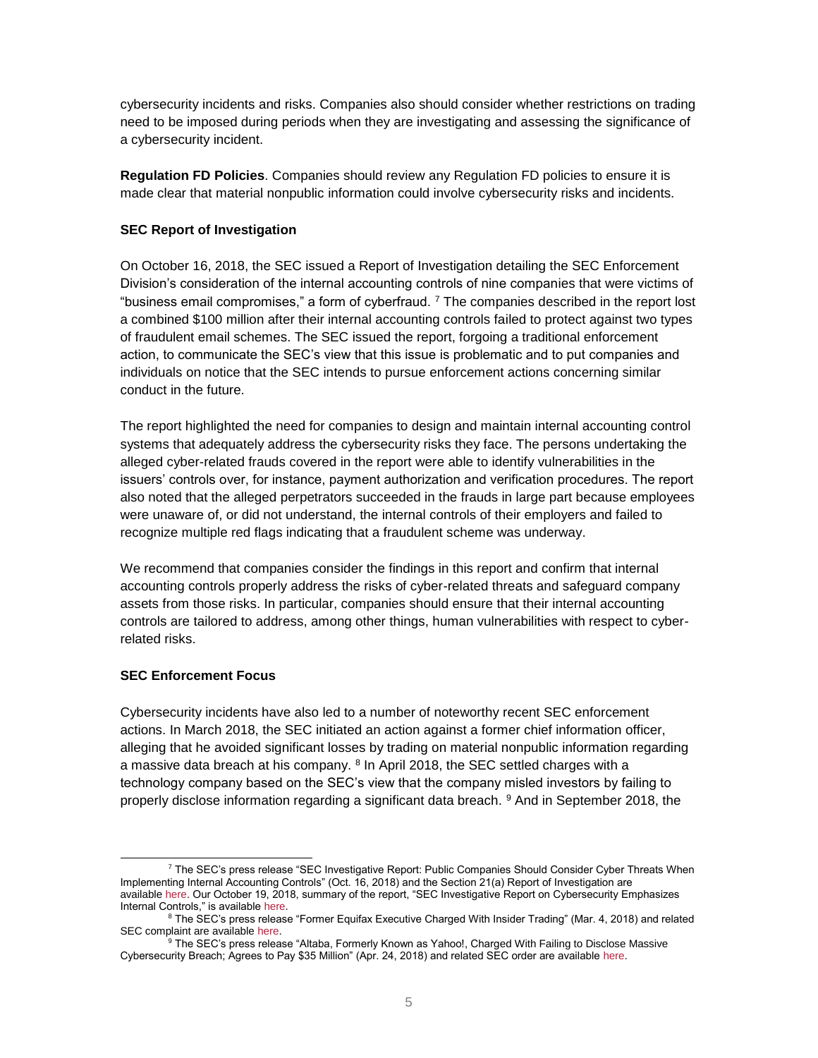cybersecurity incidents and risks. Companies also should consider whether restrictions on trading need to be imposed during periods when they are investigating and assessing the significance of a cybersecurity incident.

**Regulation FD Policies**. Companies should review any Regulation FD policies to ensure it is made clear that material nonpublic information could involve cybersecurity risks and incidents.

### SEC Report of Investigation

On October 16, 2018, the SEC issued a Report of Investigation detailing the SEC Enforcement Division's consideration of the internal accounting controls of nine companies that were victims of "business email compromises," a form of cyberfraud. [7] The companies described in the report lost a combined $100 million after their internal accounting controls failed to protect against two types of fraudulent email schemes. The SEC issued the report, forgoing a traditional enforcement action, to communicate the SEC's view that this issue is problematic and to put companies and individuals on notice that the SEC intends to pursue enforcement actions concerning similar conduct in the future.

The report highlighted the need for companies to design and maintain internal accounting control systems that adequately address the cybersecurity risks they face. The persons undertaking the alleged cyber-related frauds covered in the report were able to identify vulnerabilities in the issuers' controls over, for instance, payment authorization and verification procedures. The report also noted that the alleged perpetrators succeeded in the frauds in large part because employees were unaware of, or did not understand, the internal controls of their employers and failed to recognize multiple red flags indicating that a fraudulent scheme was underway.

We recommend that companies consider the findings in this report and confirm that internal accounting controls properly address the risks of cyber-related threats and safeguard company assets from those risks. In particular, companies should ensure that their internal accounting controls are tailored to address, among other things, human vulnerabilities with respect to cyber-related risks.

### SEC Enforcement Focus

Cybersecurity incidents have also led to a number of noteworthy recent SEC enforcement actions. In March 2018, the SEC initiated an action against a former chief information officer, alleging that he avoided significant losses by trading on material nonpublic information regarding a massive data breach at his company. [8] In April 2018, the SEC settled charges with a technology company based on the SEC's view that the company misled investors by failing to properly disclose information regarding a significant data breach. [9] And in September 2018, the

---

[7] The SEC's press release "SEC Investigative Report: Public Companies Should Consider Cyber Threats When Implementing Internal Accounting Controls" (Oct. 16, 2018) and the Section 21(a) Report of Investigation are available here. Our October 19, 2018, summary of the report, "SEC Investigative Report on Cybersecurity Emphasizes Internal Controls," is available here.

[8] The SEC's press release "Former Equifax Executive Charged With Insider Trading" (Mar. 4, 2018) and related SEC complaint are available here.

[9] The SEC's press release "Altaba, Formerly Known as Yahoo!, Charged With Failing to Disclose Massive Cybersecurity Breach; Agrees to Pay $35 Million" (Apr. 24, 2018) and related SEC order are available here.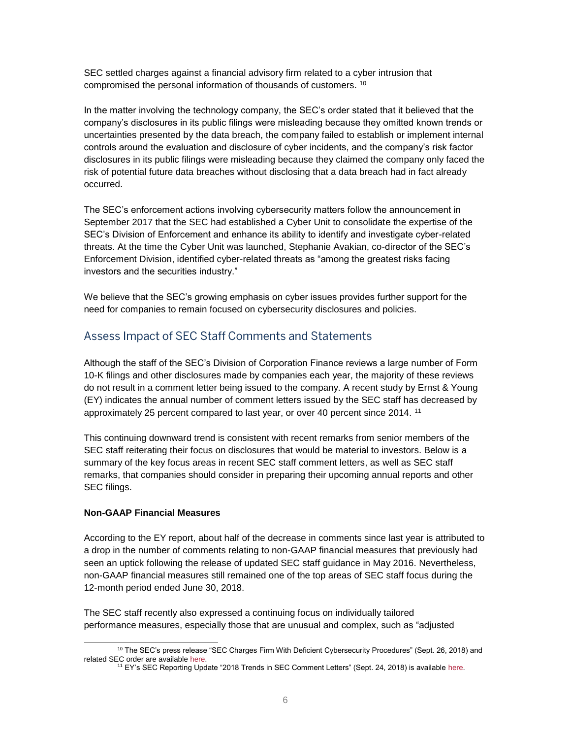SEC settled charges against a financial advisory firm related to a cyber intrusion that compromised the personal information of thousands of customers. [10]

In the matter involving the technology company, the SEC's order stated that it believed that the company's disclosures in its public filings were misleading because they omitted known trends or uncertainties presented by the data breach, the company failed to establish or implement internal controls around the evaluation and disclosure of cyber incidents, and the company's risk factor disclosures in its public filings were misleading because they claimed the company only faced the risk of potential future data breaches without disclosing that a data breach had in fact already occurred.

The SEC's enforcement actions involving cybersecurity matters follow the announcement in September 2017 that the SEC had established a Cyber Unit to consolidate the expertise of the SEC's Division of Enforcement and enhance its ability to identify and investigate cyber-related threats. At the time the Cyber Unit was launched, Stephanie Avakian, co-director of the SEC's Enforcement Division, identified cyber-related threats as "among the greatest risks facing investors and the securities industry."

We believe that the SEC's growing emphasis on cyber issues provides further support for the need for companies to remain focused on cybersecurity disclosures and policies.

## Assess Impact of SEC Staff Comments and Statements

Although the staff of the SEC's Division of Corporation Finance reviews a large number of Form 10-K filings and other disclosures made by companies each year, the majority of these reviews do not result in a comment letter being issued to the company. A recent study by Ernst & Young (EY) indicates the annual number of comment letters issued by the SEC staff has decreased by approximately 25 percent compared to last year, or over 40 percent since 2014. [11]

This continuing downward trend is consistent with recent remarks from senior members of the SEC staff reiterating their focus on disclosures that would be material to investors. Below is a summary of the key focus areas in recent SEC staff comment letters, as well as SEC staff remarks, that companies should consider in preparing their upcoming annual reports and other SEC filings.

**Non-GAAP Financial Measures**

According to the EY report, about half of the decrease in comments since last year is attributed to a drop in the number of comments relating to non-GAAP financial measures that previously had seen an uptick following the release of updated SEC staff guidance in May 2016. Nevertheless, non-GAAP financial measures still remained one of the top areas of SEC staff focus during the 12-month period ended June 30, 2018.

The SEC staff recently also expressed a continuing focus on individually tailored performance measures, especially those that are unusual and complex, such as "adjusted

---

[10] The SEC's press release "SEC Charges Firm With Deficient Cybersecurity Procedures" (Sept. 26, 2018) and related SEC order are available here.

[11] EY's SEC Reporting Update "2018 Trends in SEC Comment Letters" (Sept. 24, 2018) is available here.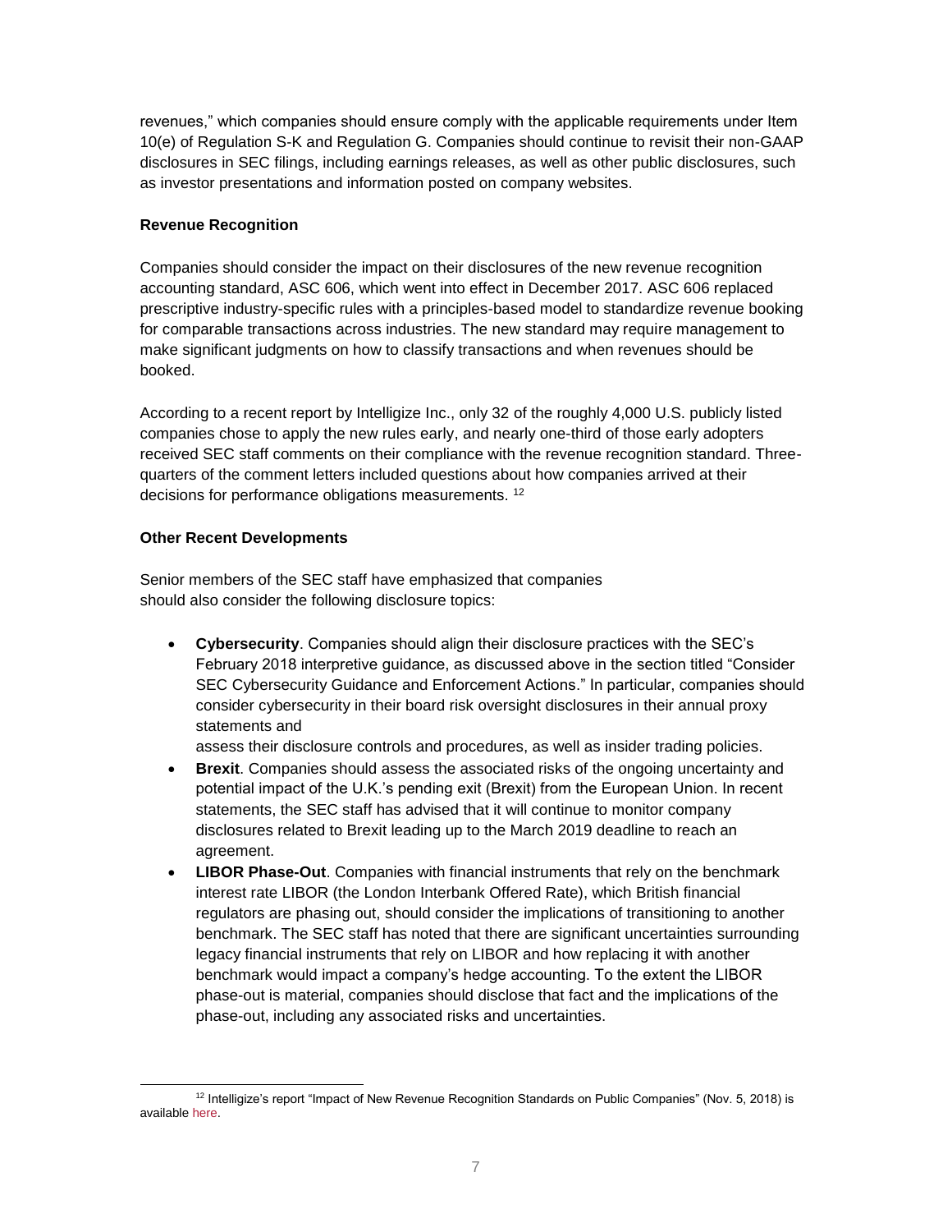revenues," which companies should ensure comply with the applicable requirements under Item 10(e) of Regulation S-K and Regulation G. Companies should continue to revisit their non-GAAP disclosures in SEC filings, including earnings releases, as well as other public disclosures, such as investor presentations and information posted on company websites.

**Revenue Recognition**

Companies should consider the impact on their disclosures of the new revenue recognition accounting standard, ASC 606, which went into effect in December 2017. ASC 606 replaced prescriptive industry-specific rules with a principles-based model to standardize revenue booking for comparable transactions across industries. The new standard may require management to make significant judgments on how to classify transactions and when revenues should be booked.

According to a recent report by Intelligize Inc., only 32 of the roughly 4,000 U.S. publicly listed companies chose to apply the new rules early, and nearly one-third of those early adopters received SEC staff comments on their compliance with the revenue recognition standard. Three-quarters of the comment letters included questions about how companies arrived at their decisions for performance obligations measurements. [12]

**Other Recent Developments**

Senior members of the SEC staff have emphasized that companies should also consider the following disclosure topics:

- **Cybersecurity**. Companies should align their disclosure practices with the SEC's February 2018 interpretive guidance, as discussed above in the section titled "Consider SEC Cybersecurity Guidance and Enforcement Actions." In particular, companies should consider cybersecurity in their board risk oversight disclosures in their annual proxy statements and assess their disclosure controls and procedures, as well as insider trading policies.
- **Brexit**. Companies should assess the associated risks of the ongoing uncertainty and potential impact of the U.K.'s pending exit (Brexit) from the European Union. In recent statements, the SEC staff has advised that it will continue to monitor company disclosures related to Brexit leading up to the March 2019 deadline to reach an agreement.
- **LIBOR Phase-Out**. Companies with financial instruments that rely on the benchmark interest rate LIBOR (the London Interbank Offered Rate), which British financial regulators are phasing out, should consider the implications of transitioning to another benchmark. The SEC staff has noted that there are significant uncertainties surrounding legacy financial instruments that rely on LIBOR and how replacing it with another benchmark would impact a company's hedge accounting. To the extent the LIBOR phase-out is material, companies should disclose that fact and the implications of the phase-out, including any associated risks and uncertainties.

[12] Intelligize's report "Impact of New Revenue Recognition Standards on Public Companies" (Nov. 5, 2018) is available here.